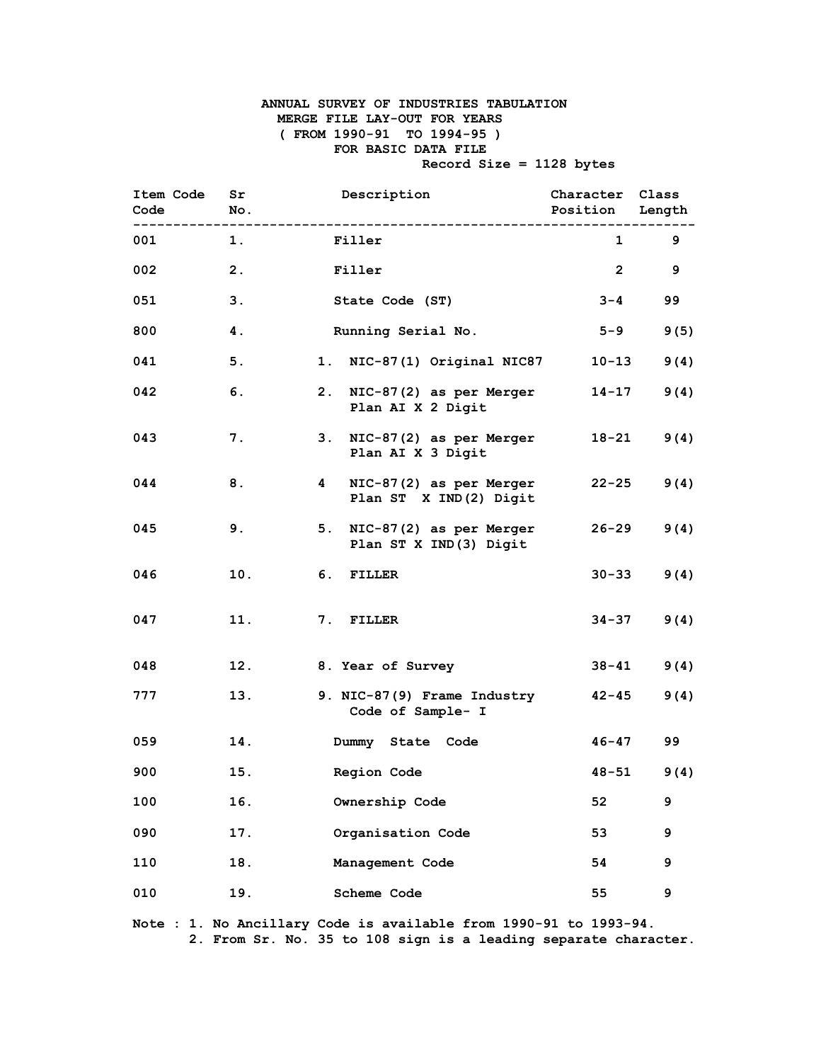# ANNUAL SURVEY OF INDUSTRIES TABULATION

## MERGE FILE LAY-OUT FOR YEARS

## ( FROM 1990-91 TO 1994-95 )

## FOR BASIC DATA FILE

**Record Size = 1128 bytes**

| Item Code Code | Sr No. | Description | Character Position | Class Length |
|---|---|---|---|---|
| 001 | 1. | Filler | 1 | 9 |
| 002 | 2. | Filler | 2 | 9 |
| 051 | 3. | State Code (ST) | 3-4 | 99 |
| 800 | 4. | Running Serial No. | 5-9 | 9(5) |
| 041 | 5. | 1. NIC-87(1) Original NIC87 | 10-13 | 9(4) |
| 042 | 6. | 2. NIC-87(2) as per Merger Plan AI X 2 Digit | 14-17 | 9(4) |
| 043 | 7. | 3. NIC-87(2) as per Merger Plan AI X 3 Digit | 18-21 | 9(4) |
| 044 | 8. | 4 NIC-87(2) as per Merger Plan ST X IND(2) Digit | 22-25 | 9(4) |
| 045 | 9. | 5. NIC-87(2) as per Merger Plan ST X IND(3) Digit | 26-29 | 9(4) |
| 046 | 10. | 6. FILLER | 30-33 | 9(4) |
| 047 | 11. | 7. FILLER | 34-37 | 9(4) |
| 048 | 12. | 8. Year of Survey | 38-41 | 9(4) |
| 777 | 13. | 9. NIC-87(9) Frame Industry Code of Sample- I | 42-45 | 9(4) |
| 059 | 14. | Dummy State Code | 46-47 | 99 |
| 900 | 15. | Region Code | 48-51 | 9(4) |
| 100 | 16. | Ownership Code | 52 | 9 |
| 090 | 17. | Organisation Code | 53 | 9 |
| 110 | 18. | Management Code | 54 | 9 |
| 010 | 19. | Scheme Code | 55 | 9 |

Note : 1. No Ancillary Code is available from 1990-91 to 1993-94.
2. From Sr. No. 35 to 108 sign is a leading separate character.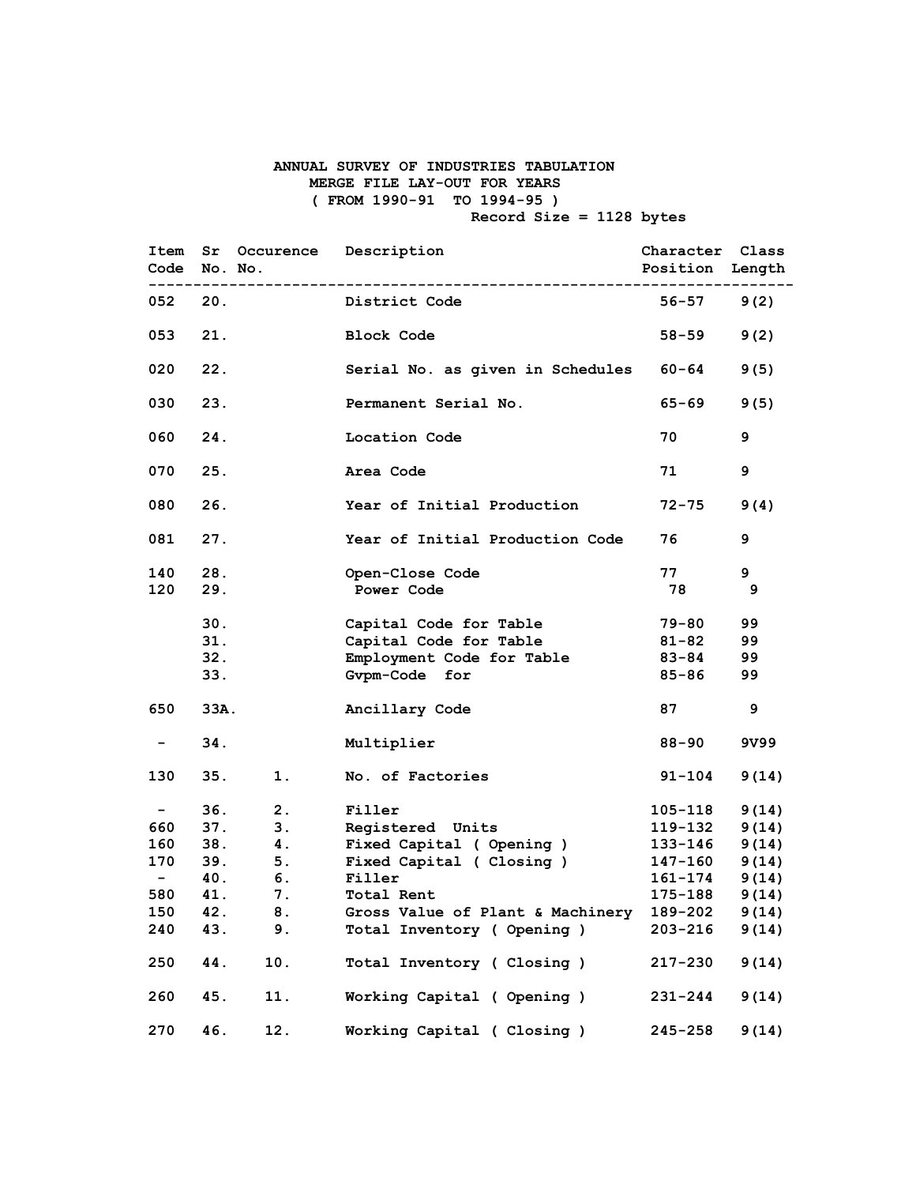**ANNUAL SURVEY OF INDUSTRIES TABULATION**
**MERGE FILE LAY-OUT FOR YEARS**
**( FROM 1990-91 TO 1994-95 )**
**Record Size = 1128 bytes**

| Item Code | Sr No. | Occurence No. | Description | Character Position | Class Length |
|---|---|---|---|---|---|
| 052 | 20. | | District Code | 56-57 | 9(2) |
| 053 | 21. | | Block Code | 58-59 | 9(2) |
| 020 | 22. | | Serial No. as given in Schedules | 60-64 | 9(5) |
| 030 | 23. | | Permanent Serial No. | 65-69 | 9(5) |
| 060 | 24. | | Location Code | 70 | 9 |
| 070 | 25. | | Area Code | 71 | 9 |
| 080 | 26. | | Year of Initial Production | 72-75 | 9(4) |
| 081 | 27. | | Year of Initial Production Code | 76 | 9 |
| 140 | 28. | | Open-Close Code | 77 | 9 |
| 120 | 29. | | Power Code | 78 | 9 |
| | 30. | | Capital Code for Table | 79-80 | 99 |
| | 31. | | Capital Code for Table | 81-82 | 99 |
| | 32. | | Employment Code for Table | 83-84 | 99 |
| | 33. | | Gvpm-Code for | 85-86 | 99 |
| 650 | 33A. | | Ancillary Code | 87 | 9 |
| - | 34. | | Multiplier | 88-90 | 9V99 |
| 130 | 35. | 1. | No. of Factories | 91-104 | 9(14) |
| - | 36. | 2. | Filler | 105-118 | 9(14) |
| 660 | 37. | 3. | Registered Units | 119-132 | 9(14) |
| 160 | 38. | 4. | Fixed Capital ( Opening ) | 133-146 | 9(14) |
| 170 | 39. | 5. | Fixed Capital ( Closing ) | 147-160 | 9(14) |
| - | 40. | 6. | Filler | 161-174 | 9(14) |
| 580 | 41. | 7. | Total Rent | 175-188 | 9(14) |
| 150 | 42. | 8. | Gross Value of Plant & Machinery | 189-202 | 9(14) |
| 240 | 43. | 9. | Total Inventory ( Opening ) | 203-216 | 9(14) |
| 250 | 44. | 10. | Total Inventory ( Closing ) | 217-230 | 9(14) |
| 260 | 45. | 11. | Working Capital ( Opening ) | 231-244 | 9(14) |
| 270 | 46. | 12. | Working Capital ( Closing ) | 245-258 | 9(14) |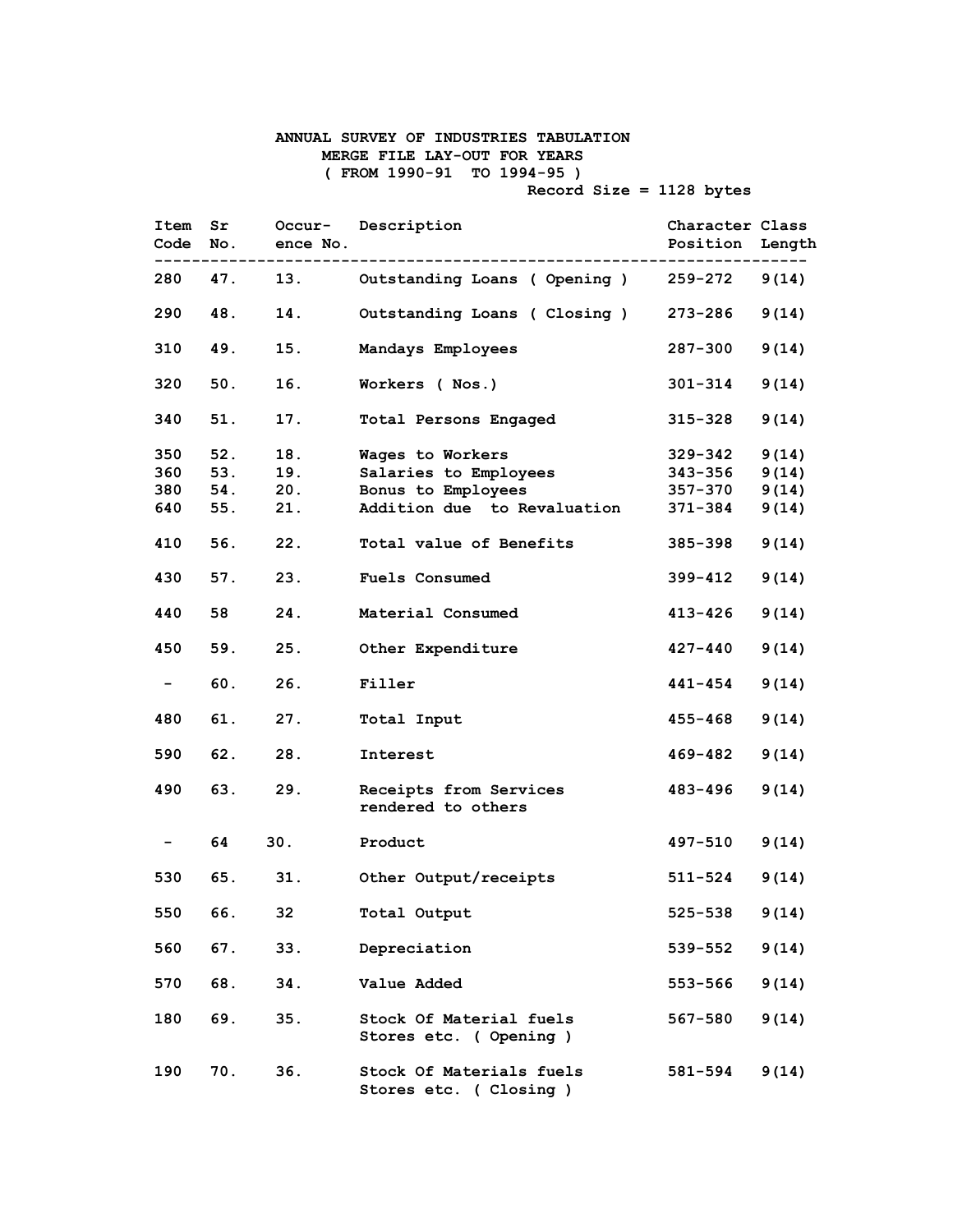**ANNUAL SURVEY OF INDUSTRIES TABULATION**
**MERGE FILE LAY-OUT FOR YEARS**
**( FROM 1990-91 TO 1994-95 )**
**Record Size = 1128 bytes**

| Item Code | Sr No. | Occur-ence No. | Description | Character Position | Class Length |
|---|---|---|---|---|---|
| 280 | 47. | 13. | Outstanding Loans ( Opening ) | 259-272 | 9(14) |
| 290 | 48. | 14. | Outstanding Loans ( Closing ) | 273-286 | 9(14) |
| 310 | 49. | 15. | Mandays Employees | 287-300 | 9(14) |
| 320 | 50. | 16. | Workers ( Nos.) | 301-314 | 9(14) |
| 340 | 51. | 17. | Total Persons Engaged | 315-328 | 9(14) |
| 350 | 52. | 18. | Wages to Workers | 329-342 | 9(14) |
| 360 | 53. | 19. | Salaries to Employees | 343-356 | 9(14) |
| 380 | 54. | 20. | Bonus to Employees | 357-370 | 9(14) |
| 640 | 55. | 21. | Addition due to Revaluation | 371-384 | 9(14) |
| 410 | 56. | 22. | Total value of Benefits | 385-398 | 9(14) |
| 430 | 57. | 23. | Fuels Consumed | 399-412 | 9(14) |
| 440 | 58 | 24. | Material Consumed | 413-426 | 9(14) |
| 450 | 59. | 25. | Other Expenditure | 427-440 | 9(14) |
| - | 60. | 26. | Filler | 441-454 | 9(14) |
| 480 | 61. | 27. | Total Input | 455-468 | 9(14) |
| 590 | 62. | 28. | Interest | 469-482 | 9(14) |
| 490 | 63. | 29. | Receipts from Services rendered to others | 483-496 | 9(14) |
| - | 64 | 30. | Product | 497-510 | 9(14) |
| 530 | 65. | 31. | Other Output/receipts | 511-524 | 9(14) |
| 550 | 66. | 32 | Total Output | 525-538 | 9(14) |
| 560 | 67. | 33. | Depreciation | 539-552 | 9(14) |
| 570 | 68. | 34. | Value Added | 553-566 | 9(14) |
| 180 | 69. | 35. | Stock Of Material fuels Stores etc. ( Opening ) | 567-580 | 9(14) |
| 190 | 70. | 36. | Stock Of Materials fuels Stores etc. ( Closing ) | 581-594 | 9(14) |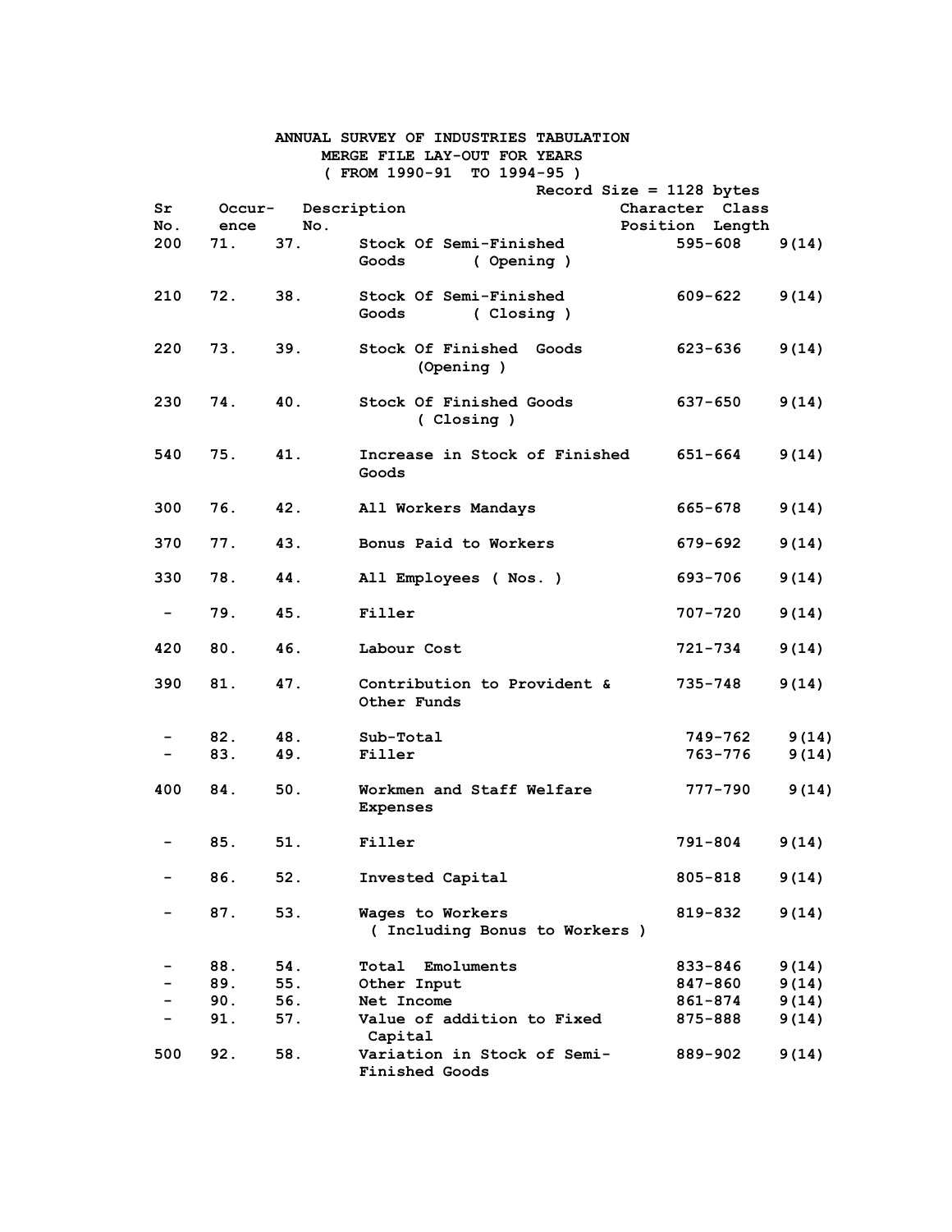**ANNUAL SURVEY OF INDUSTRIES TABULATION**
**MERGE FILE LAY-OUT FOR YEARS**
**( FROM 1990-91 TO 1994-95 )**

**Record Size = 1128 bytes**

| Sr No. | Occurence | Description No. | | Character Position | Class Length |
|---|---|---|---|---|---|
| 200 | 71. | 37. | Stock Of Semi-Finished Goods ( Opening ) | 595-608 | 9(14) |
| 210 | 72. | 38. | Stock Of Semi-Finished Goods ( Closing ) | 609-622 | 9(14) |
| 220 | 73. | 39. | Stock Of Finished Goods (Opening ) | 623-636 | 9(14) |
| 230 | 74. | 40. | Stock Of Finished Goods ( Closing ) | 637-650 | 9(14) |
| 540 | 75. | 41. | Increase in Stock of Finished Goods | 651-664 | 9(14) |
| 300 | 76. | 42. | All Workers Mandays | 665-678 | 9(14) |
| 370 | 77. | 43. | Bonus Paid to Workers | 679-692 | 9(14) |
| 330 | 78. | 44. | All Employees ( Nos. ) | 693-706 | 9(14) |
| - | 79. | 45. | Filler | 707-720 | 9(14) |
| 420 | 80. | 46. | Labour Cost | 721-734 | 9(14) |
| 390 | 81. | 47. | Contribution to Provident & Other Funds | 735-748 | 9(14) |
| - | 82. | 48. | Sub-Total | 749-762 | 9(14) |
| - | 83. | 49. | Filler | 763-776 | 9(14) |
| 400 | 84. | 50. | Workmen and Staff Welfare Expenses | 777-790 | 9(14) |
| - | 85. | 51. | Filler | 791-804 | 9(14) |
| - | 86. | 52. | Invested Capital | 805-818 | 9(14) |
| - | 87. | 53. | Wages to Workers ( Including Bonus to Workers ) | 819-832 | 9(14) |
| - | 88. | 54. | Total Emoluments | 833-846 | 9(14) |
| - | 89. | 55. | Other Input | 847-860 | 9(14) |
| - | 90. | 56. | Net Income | 861-874 | 9(14) |
| - | 91. | 57. | Value of addition to Fixed Capital | 875-888 | 9(14) |
| 500 | 92. | 58. | Variation in Stock of Semi-Finished Goods | 889-902 | 9(14) |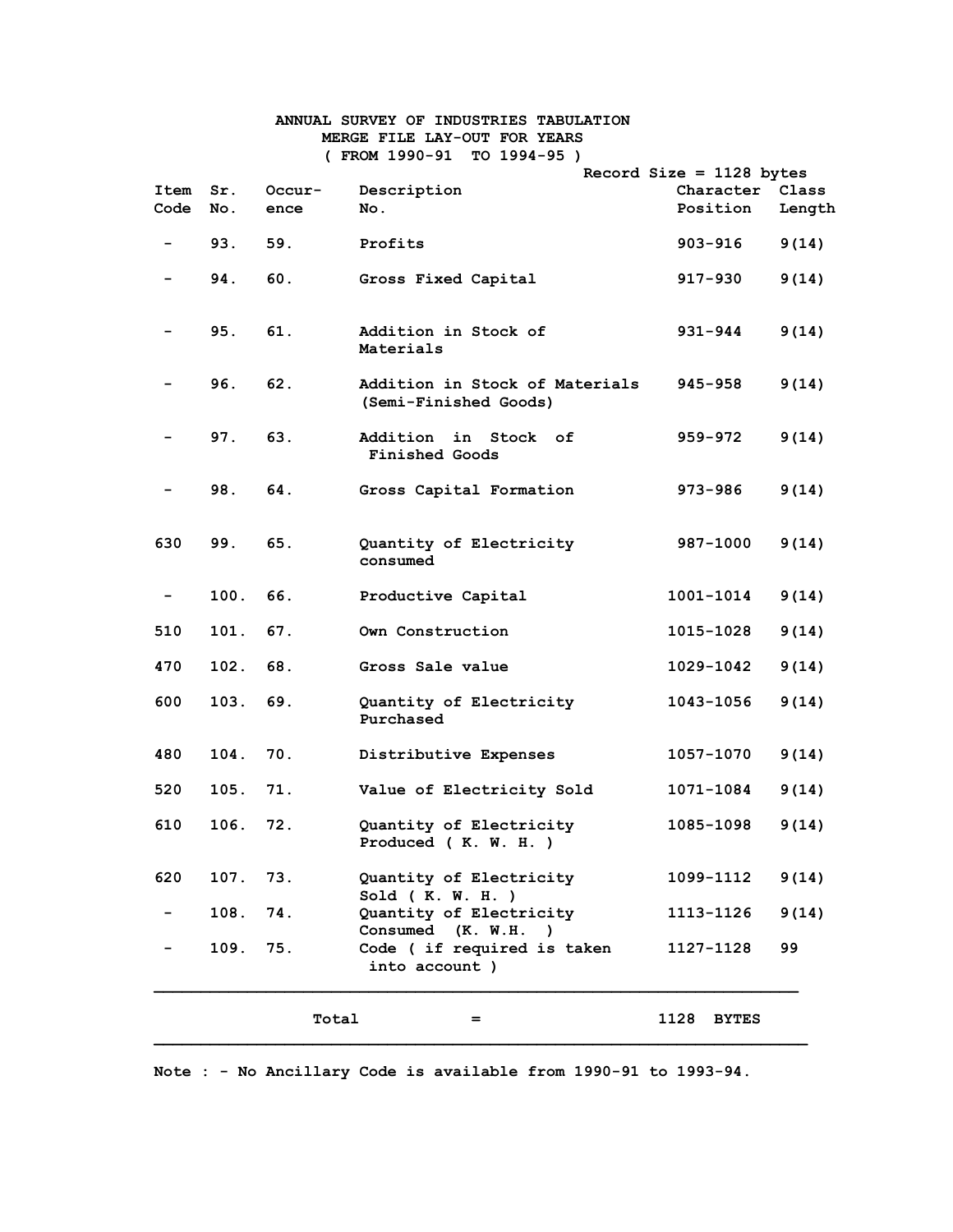# ANNUAL SURVEY OF INDUSTRIES TABULATION
## MERGE FILE LAY-OUT FOR YEARS
## ( FROM 1990-91 TO 1994-95 )

Record Size = 1128 bytes

| Item Code | Sr. No. | Occur- ence | Description No. | Character Position | Class Length |
|---|---|---|---|---|---|
| - | 93. | 59. | Profits | 903-916 | 9(14) |
| - | 94. | 60. | Gross Fixed Capital | 917-930 | 9(14) |
| - | 95. | 61. | Addition in Stock of Materials | 931-944 | 9(14) |
| - | 96. | 62. | Addition in Stock of Materials (Semi-Finished Goods) | 945-958 | 9(14) |
| - | 97. | 63. | Addition in Stock of Finished Goods | 959-972 | 9(14) |
| - | 98. | 64. | Gross Capital Formation | 973-986 | 9(14) |
| 630 | 99. | 65. | Quantity of Electricity consumed | 987-1000 | 9(14) |
| - | 100. | 66. | Productive Capital | 1001-1014 | 9(14) |
| 510 | 101. | 67. | Own Construction | 1015-1028 | 9(14) |
| 470 | 102. | 68. | Gross Sale value | 1029-1042 | 9(14) |
| 600 | 103. | 69. | Quantity of Electricity Purchased | 1043-1056 | 9(14) |
| 480 | 104. | 70. | Distributive Expenses | 1057-1070 | 9(14) |
| 520 | 105. | 71. | Value of Electricity Sold | 1071-1084 | 9(14) |
| 610 | 106. | 72. | Quantity of Electricity Produced ( K. W. H. ) | 1085-1098 | 9(14) |
| 620 | 107. | 73. | Quantity of Electricity Sold ( K. W. H. ) | 1099-1112 | 9(14) |
| - | 108. | 74. | Quantity of Electricity Consumed (K. W.H. ) | 1113-1126 | 9(14) |
| - | 109. | 75. | Code ( if required is taken into account ) | 1127-1128 | 99 |
| | | Total | = | 1128 BYTES | |

Note : - No Ancillary Code is available from 1990-91 to 1993-94.